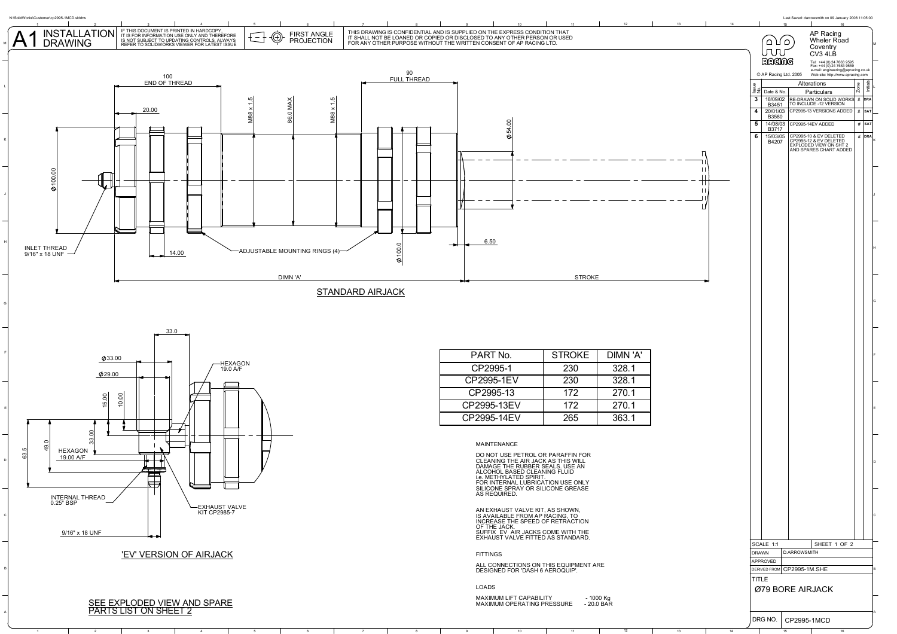N:\SolidWorks\Customer\cp2995-1MCD.slddrw

Last Saved: darrowsmith on 09 January 2008 11:05:00

# A1 INSTALLATION DRAWING

IF THIS DOCUMENT IS PRINTED IN HARDCOPY, IT IS FOR INFORMATION USE ONLY AND THEREFORE IS NOT SUBJECT TO UPDATING CONTROLS. ALWAYS REFER TO SOLIDWORKS VIEWER FOR LATEST ISSUE

FIRST ANGLE PROJECTION

THIS DRAWING IS CONFIDENTIAL AND IS SUPPLIED ON THE EXPRESS CONDITION THAT IT SHALL NOT BE LOANED OR COPIED OR DISCLOSED TO ANY OTHER PERSON OR USED FOR ANY OTHER PURPOSE WITHOUT THE WRITTEN CONSENT OF AP RACING LTD.

AP Racing
Wheler Road
Coventry
CV3 4LB

Tel: +44 (0) 24 7663 9595
Fax: +44 (0) 24 7663 9559
e-mail: engineering@apracing.co.uk
Web site: http://www.apracing.com

© AP Racing Ltd. 2005

| Issue No. | Date & No. | Alterations – Particulars | Zone | Initials |
|---|---|---|---|---|
| 3 | 18/09/02 B3451 | RE-DRAWN ON SOLID WORKS TO INCLUDE -12 VERSION | # | DRA |
| 4 | 20/01/03 B3580 | CP2995-13 VERSIONS ADDED | # | SAT |
| 5 | 14/08/03 B3717 | CP2995-14EV ADDED | # | SAT |
| 6 | 15/03/05 B4207 | CP2995-10 & EV DELETED CP2995-12 & EV DELETED EXPLODED VIEW ON SHT 2 AND SPARES CHART ADDED | # | DRA |

## STANDARD AIRJACK

100 END OF THREAD
20.00
M88 x 1.5
86.0 MAX
M88 x 1.5
90 FULL THREAD
Ø54.00
Ø100.00
INLET THREAD 9/16" x 18 UNF
14.00
ADJUSTABLE MOUNTING RINGS (4)
Ø100.0
6.50
DIMN 'A'
STROKE

## 'EV' VERSION OF AIRJACK

33.0
Ø33.00
Ø29.00
HEXAGON 19.0 A/F
15.00
10.00
33.00
49.0
63.5
HEXAGON 19.00 A/F
INTERNAL THREAD 0.25" BSP
EXHAUST VALVE KIT CP2985-7
9/16" x 18 UNF

| PART No. | STROKE | DIMN 'A' |
|---|---|---|
| CP2995-1 | 230 | 328.1 |
| CP2995-1EV | 230 | 328.1 |
| CP2995-13 | 172 | 270.1 |
| CP2995-13EV | 172 | 270.1 |
| CP2995-14EV | 265 | 363.1 |

MAINTENANCE

DO NOT USE PETROL OR PARAFFIN FOR CLEANING THE AIR JACK AS THIS WILL DAMAGE THE RUBBER SEALS. USE AN ALCOHOL BASED CLEANING FLUID i.e. METHYLATED SPIRIT.
FOR INTERNAL LUBRICATION USE ONLY SILICONE SPRAY OR SILICONE GREASE AS REQUIRED.

AN EXHAUST VALVE KIT, AS SHOWN, IS AVAILABLE FROM AP RACING, TO INCREASE THE SPEED OF RETRACTION OF THE JACK.
SUFFIX EV AIR JACKS COME WITH THE EXHAUST VALVE FITTED AS STANDARD.

FITTINGS

ALL CONNECTIONS ON THIS EQUIPMENT ARE DESIGNED FOR 'DASH 6 AEROQUIP'.

LOADS

MAXIMUM LIFT CAPABILITY - 1000 Kg
MAXIMUM OPERATING PRESSURE - 20.0 BAR

SEE EXPLODED VIEW AND SPARE PARTS LIST ON SHEET 2

| | |
|---|---|
| SCALE 1:1 | SHEET 1 OF 2 |
| DRAWN | D.ARROWSMITH |
| APPROVED | |
| DERIVED FROM | CP2995-1M.SHE |
| TITLE | Ø79 BORE AIRJACK |
| DRG NO. | CP2995-1MCD |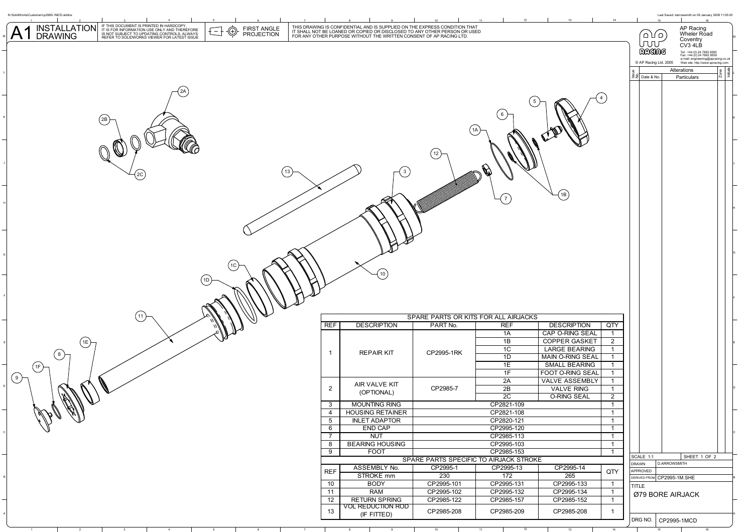# A1 INSTALLATION DRAWING

IF THIS DOCUMENT IS PRINTED IN HARDCOPY, IT IS FOR INFORMATION USE ONLY AND THEREFORE IS NOT SUBJECT TO UPDATING CONTROLS. ALWAYS REFER TO SOLIDWORKS VIEWER FOR LATEST ISSUE

FIRST ANGLE PROJECTION

THIS DRAWING IS CONFIDENTIAL AND IS SUPPLIED ON THE EXPRESS CONDITION THAT IT SHALL NOT BE LOANED OR COPIED OR DISCLOSED TO ANY OTHER PERSON OR USED FOR ANY OTHER PURPOSE WITHOUT THE WRITTEN CONSENT OF AP RACING LTD.

N:\SolidWorks\Customer\cp2995-1MCD.slddrw

Last Saved: darrowsmith on 09 January 2008 11:05:00

AP Racing
Wheler Road
Coventry
CV3 4LB

Tel: +44 (0) 24 7663 9595
Fax: +44 (0) 24 7663 9559
e-mail: engineering@apracing.co.uk
Web site: http://www.apracing.com

© AP Racing Ltd. 2005

2A, 2B, 2C, 13, 3, 12, 1A, 6, 5, 4, 7, 1B, 1C, 1D, 10, 11, 1E, 8, 1F, 9

| SPARE PARTS OR KITS FOR ALL AIRJACKS | | | | | |
|---|---|---|---|---|---|
| REF | DESCRIPTION | PART No. | REF | DESCRIPTION | QTY |
| 1 | REPAIR KIT | CP2995-1RK | 1A | CAP O-RING SEAL | 1 |
| | | | 1B | COPPER GASKET | 2 |
| | | | 1C | LARGE BEARING | 1 |
| | | | 1D | MAIN O-RING SEAL | 1 |
| | | | 1E | SMALL BEARING | 1 |
| | | | 1F | FOOT O-RING SEAL | 1 |
| 2 | AIR VALVE KIT (OPTIONAL) | CP2985-7 | 2A | VALVE ASSEMBLY | 1 |
| | | | 2B | VALVE RING | 1 |
| | | | 2C | O-RING SEAL | 2 |
| 3 | MOUNTING RING | CP2821-109 | | | 1 |
| 4 | HOUSING RETAINER | CP2821-108 | | | 1 |
| 5 | INLET ADAPTOR | CP2820-121 | | | 1 |
| 6 | END CAP | CP2995-120 | | | 1 |
| 7 | NUT | CP2985-113 | | | 1 |
| 8 | BEARING HOUSING | CP2995-103 | | | 1 |
| 9 | FOOT | CP2985-153 | | | 1 |

| SPARE PARTS SPECIFIC TO AIRJACK STROKE | | | | | |
|---|---|---|---|---|---|
| REF | ASSEMBLY No. | CP2995-1 | CP2995-13 | CP2995-14 | QTY |
| | STROKE mm | 230 | 172 | 265 | |
| 10 | BODY | CP2995-101 | CP2995-131 | CP2995-133 | 1 |
| 11 | RAM | CP2995-102 | CP2995-132 | CP2995-134 | 1 |
| 12 | RETURN SPRING | CP2985-122 | CP2985-157 | CP2985-152 | 1 |
| 13 | VOL REDUCTION ROD (IF FITTED) | CP2985-208 | CP2985-209 | CP2985-208 | 1 |

| Issue No. | Date & No. | Alterations Particulars | Zone | Initials |
|---|---|---|---|---|
| | | | | |

SCALE 1:1 | SHEET 1 OF 2

DRAWN: D.ARROWSMITH

APPROVED:

DERIVED FROM: CP2995-1M.SHE

TITLE: Ø79 BORE AIRJACK

DRG NO. CP2995-1MCD